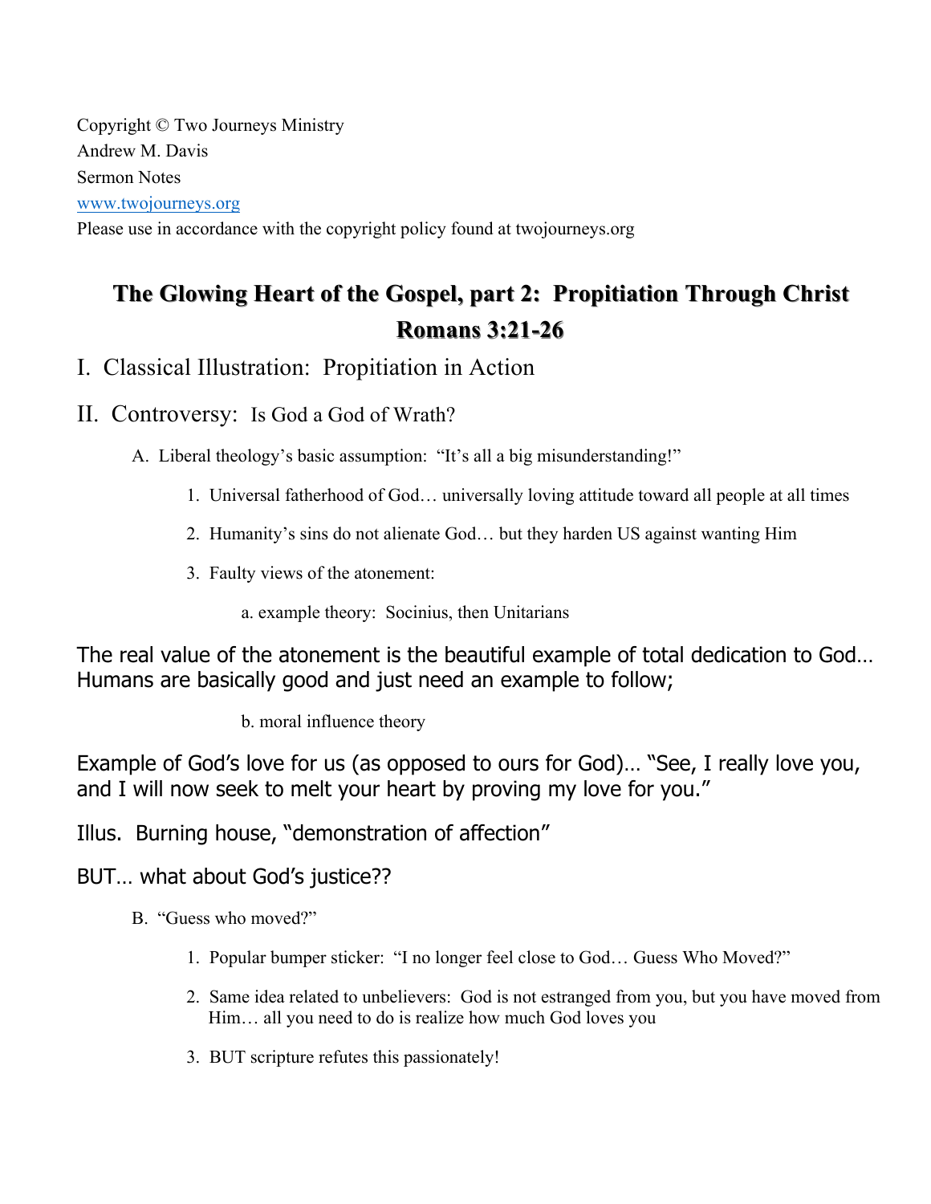Copyright © Two Journeys Ministry
Andrew M. Davis
Sermon Notes
www.twojourneys.org
Please use in accordance with the copyright policy found at twojourneys.org

# The Glowing Heart of the Gospel, part 2: Propitiation Through Christ
# Romans 3:21-26

## I. Classical Illustration: Propitiation in Action

## II. Controversy: Is God a God of Wrath?

A. Liberal theology's basic assumption: "It's all a big misunderstanding!"

1. Universal fatherhood of God… universally loving attitude toward all people at all times
2. Humanity's sins do not alienate God… but they harden US against wanting Him
3. Faulty views of the atonement:

a. example theory: Socinius, then Unitarians

The real value of the atonement is the beautiful example of total dedication to God… Humans are basically good and just need an example to follow;

b. moral influence theory

Example of God's love for us (as opposed to ours for God)… "See, I really love you, and I will now seek to melt your heart by proving my love for you."

Illus. Burning house, "demonstration of affection"

BUT… what about God's justice??

B. "Guess who moved?"

1. Popular bumper sticker: "I no longer feel close to God… Guess Who Moved?"
2. Same idea related to unbelievers: God is not estranged from you, but you have moved from Him… all you need to do is realize how much God loves you
3. BUT scripture refutes this passionately!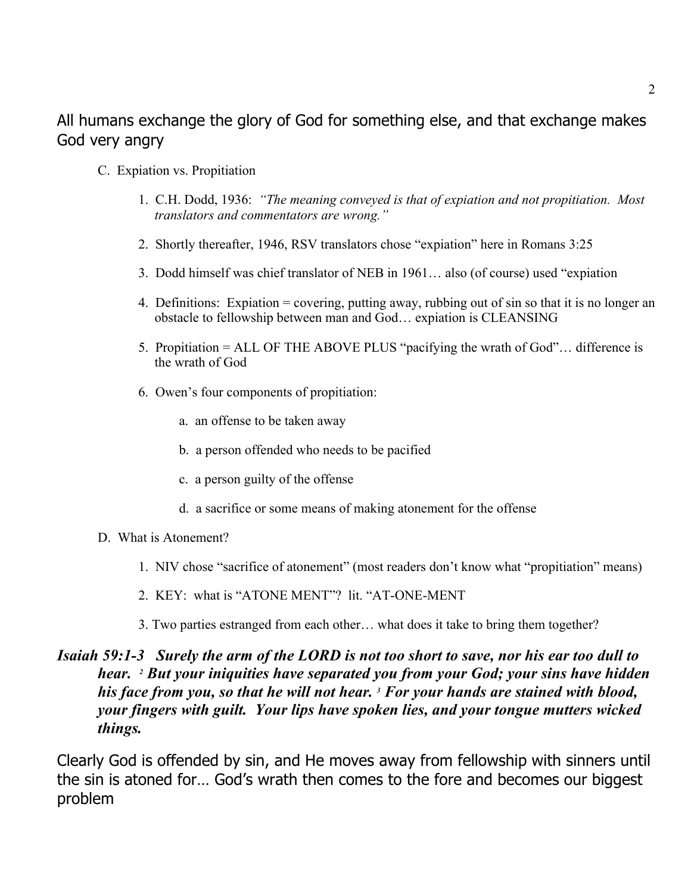All humans exchange the glory of God for something else, and that exchange makes God very angry

C. Expiation vs. Propitiation

1. C.H. Dodd, 1936: *"The meaning conveyed is that of expiation and not propitiation. Most translators and commentators are wrong."*

2. Shortly thereafter, 1946, RSV translators chose "expiation" here in Romans 3:25

3. Dodd himself was chief translator of NEB in 1961… also (of course) used "expiation

4. Definitions: Expiation = covering, putting away, rubbing out of sin so that it is no longer an obstacle to fellowship between man and God… expiation is CLEANSING

5. Propitiation = ALL OF THE ABOVE PLUS "pacifying the wrath of God"… difference is the wrath of God

6. Owen's four components of propitiation:

   a. an offense to be taken away

   b. a person offended who needs to be pacified

   c. a person guilty of the offense

   d. a sacrifice or some means of making atonement for the offense

D. What is Atonement?

1. NIV chose "sacrifice of atonement" (most readers don't know what "propitiation" means)

2. KEY: what is "ATONE MENT"? lit. "AT-ONE-MENT

3. Two parties estranged from each other… what does it take to bring them together?

***Isaiah 59:1-3 Surely the arm of the LORD is not too short to save, nor his ear too dull to hear. [2] But your iniquities have separated you from your God; your sins have hidden his face from you, so that he will not hear. [3] For your hands are stained with blood, your fingers with guilt. Your lips have spoken lies, and your tongue mutters wicked things.***

Clearly God is offended by sin, and He moves away from fellowship with sinners until the sin is atoned for… God's wrath then comes to the fore and becomes our biggest problem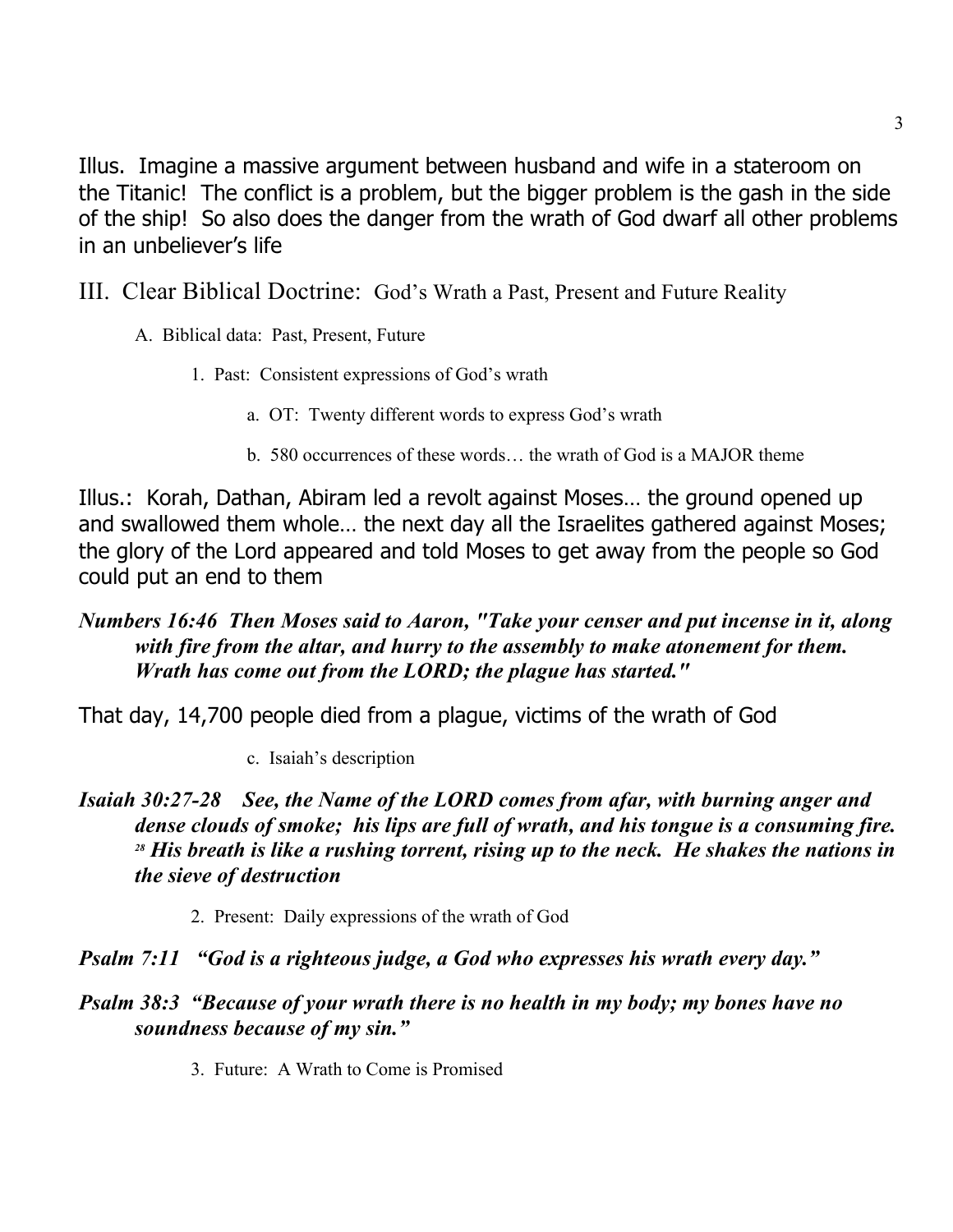Illus. Imagine a massive argument between husband and wife in a stateroom on the Titanic! The conflict is a problem, but the bigger problem is the gash in the side of the ship! So also does the danger from the wrath of God dwarf all other problems in an unbeliever's life

## III. Clear Biblical Doctrine: God's Wrath a Past, Present and Future Reality

A. Biblical data: Past, Present, Future

1. Past: Consistent expressions of God's wrath

a. OT: Twenty different words to express God's wrath

b. 580 occurrences of these words… the wrath of God is a MAJOR theme

Illus.: Korah, Dathan, Abiram led a revolt against Moses… the ground opened up and swallowed them whole… the next day all the Israelites gathered against Moses; the glory of the Lord appeared and told Moses to get away from the people so God could put an end to them

***Numbers 16:46 Then Moses said to Aaron, "Take your censer and put incense in it, along with fire from the altar, and hurry to the assembly to make atonement for them. Wrath has come out from the LORD; the plague has started."***

That day, 14,700 people died from a plague, victims of the wrath of God

c. Isaiah's description

***Isaiah 30:27-28 See, the Name of the LORD comes from afar, with burning anger and dense clouds of smoke; his lips are full of wrath, and his tongue is a consuming fire. [28] His breath is like a rushing torrent, rising up to the neck. He shakes the nations in the sieve of destruction***

2. Present: Daily expressions of the wrath of God

***Psalm 7:11 "God is a righteous judge, a God who expresses his wrath every day."***

***Psalm 38:3 "Because of your wrath there is no health in my body; my bones have no soundness because of my sin."***

3. Future: A Wrath to Come is Promised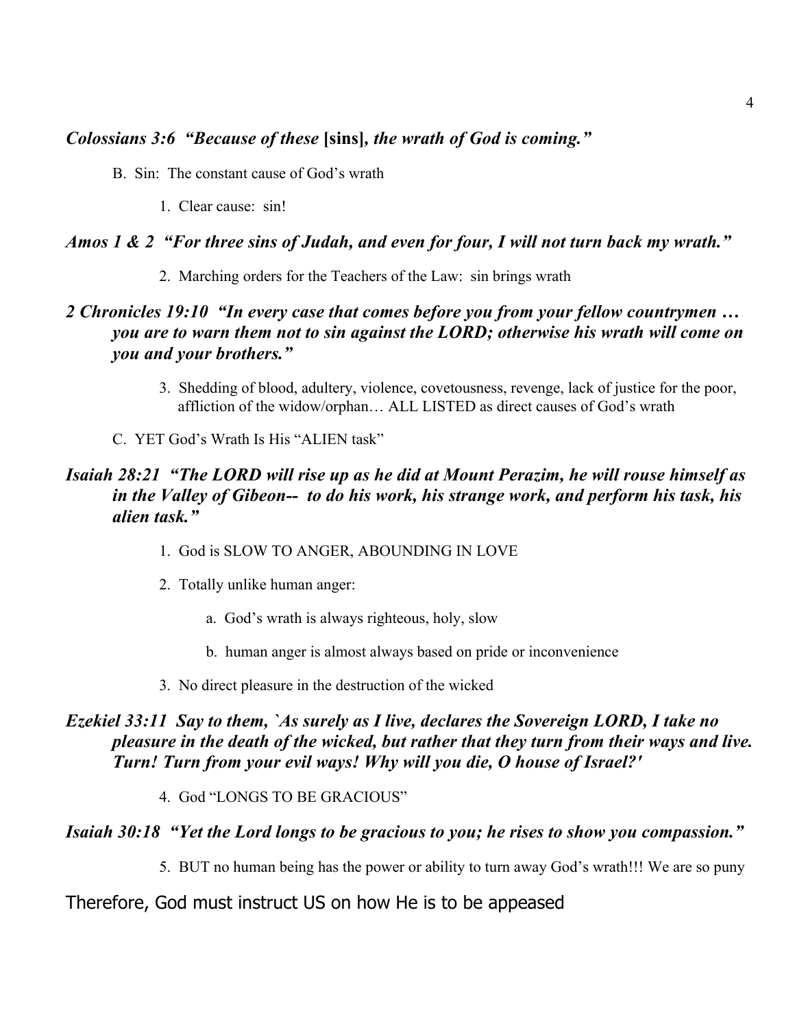***Colossians 3:6  "Because of these* [sins]*, the wrath of God is coming."***

B.  Sin:  The constant cause of God's wrath

1.  Clear cause:  sin!

***Amos 1 & 2  "For three sins of Judah, and even for four, I will not turn back my wrath."***

2.  Marching orders for the Teachers of the Law:  sin brings wrath

***2 Chronicles 19:10  "In every case that comes before you from your fellow countrymen … you are to warn them not to sin against the LORD; otherwise his wrath will come on you and your brothers."***

3.  Shedding of blood, adultery, violence, covetousness, revenge, lack of justice for the poor, affliction of the widow/orphan… ALL LISTED as direct causes of God's wrath

C.  YET God's Wrath Is His "ALIEN task"

***Isaiah 28:21  "The LORD will rise up as he did at Mount Perazim, he will rouse himself as in the Valley of Gibeon--  to do his work, his strange work, and perform his task, his alien task."***

1.  God is SLOW TO ANGER, ABOUNDING IN LOVE

2.  Totally unlike human anger:

a.  God's wrath is always righteous, holy, slow

b.  human anger is almost always based on pride or inconvenience

3.  No direct pleasure in the destruction of the wicked

***Ezekiel 33:11  Say to them, `As surely as I live, declares the Sovereign LORD, I take no pleasure in the death of the wicked, but rather that they turn from their ways and live. Turn! Turn from your evil ways! Why will you die, O house of Israel?'***

4.  God "LONGS TO BE GRACIOUS"

***Isaiah 30:18  "Yet the Lord longs to be gracious to you; he rises to show you compassion."***

5.  BUT no human being has the power or ability to turn away God's wrath!!! We are so puny

Therefore, God must instruct US on how He is to be appeased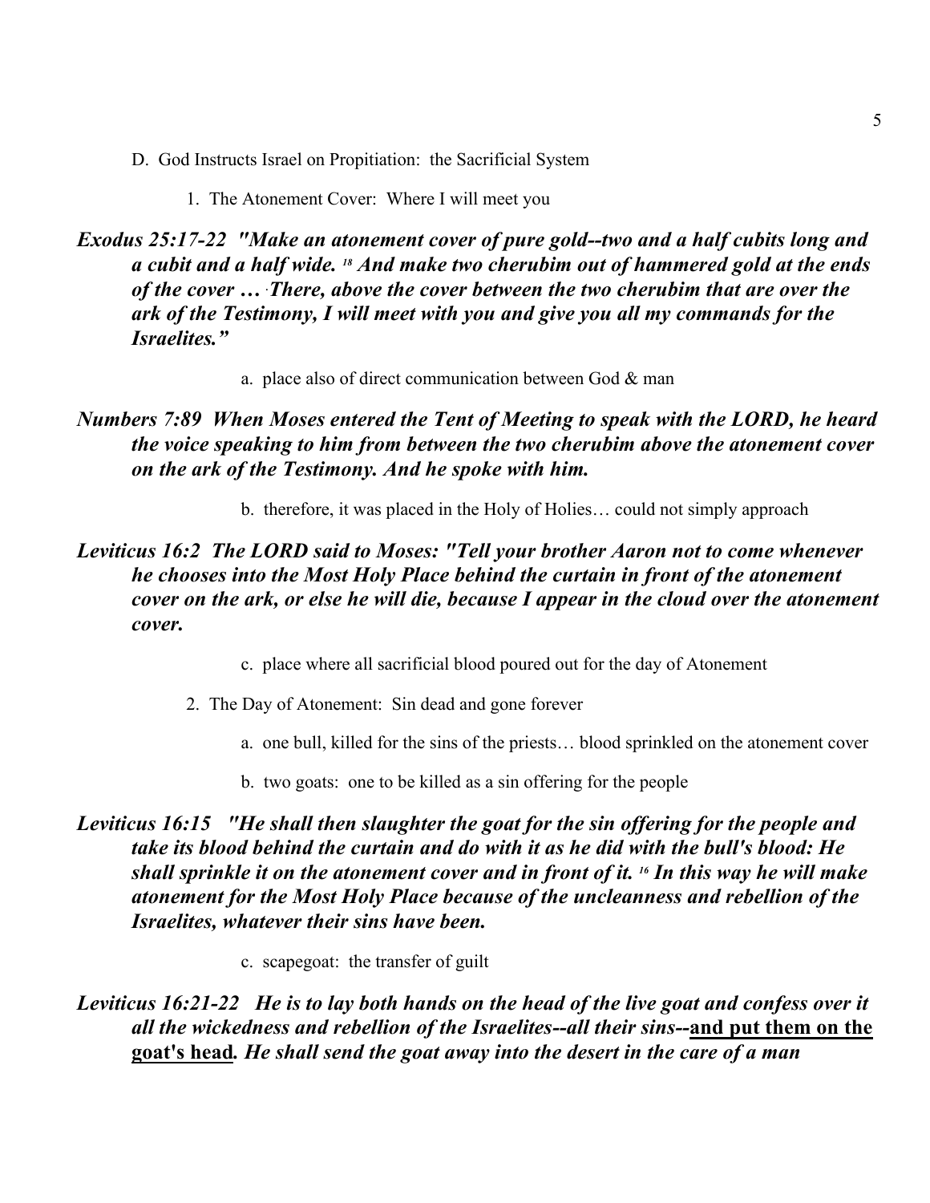D. God Instructs Israel on Propitiation: the Sacrificial System

1. The Atonement Cover: Where I will meet you

***Exodus 25:17-22 "Make an atonement cover of pure gold--two and a half cubits long and a cubit and a half wide. [18] And make two cherubim out of hammered gold at the ends of the cover … There, above the cover between the two cherubim that are over the ark of the Testimony, I will meet with you and give you all my commands for the Israelites."***

a. place also of direct communication between God & man

***Numbers 7:89 When Moses entered the Tent of Meeting to speak with the LORD, he heard the voice speaking to him from between the two cherubim above the atonement cover on the ark of the Testimony. And he spoke with him.***

b. therefore, it was placed in the Holy of Holies… could not simply approach

***Leviticus 16:2 The LORD said to Moses: "Tell your brother Aaron not to come whenever he chooses into the Most Holy Place behind the curtain in front of the atonement cover on the ark, or else he will die, because I appear in the cloud over the atonement cover.***

c. place where all sacrificial blood poured out for the day of Atonement

2. The Day of Atonement: Sin dead and gone forever

a. one bull, killed for the sins of the priests… blood sprinkled on the atonement cover

b. two goats: one to be killed as a sin offering for the people

***Leviticus 16:15 "He shall then slaughter the goat for the sin offering for the people and take its blood behind the curtain and do with it as he did with the bull's blood: He shall sprinkle it on the atonement cover and in front of it. [16] In this way he will make atonement for the Most Holy Place because of the uncleanness and rebellion of the Israelites, whatever their sins have been.***

c. scapegoat: the transfer of guilt

***Leviticus 16:21-22 He is to lay both hands on the head of the live goat and confess over it all the wickedness and rebellion of the Israelites--all their sins--<u>and put them on the goat's head</u>. He shall send the goat away into the desert in the care of a man***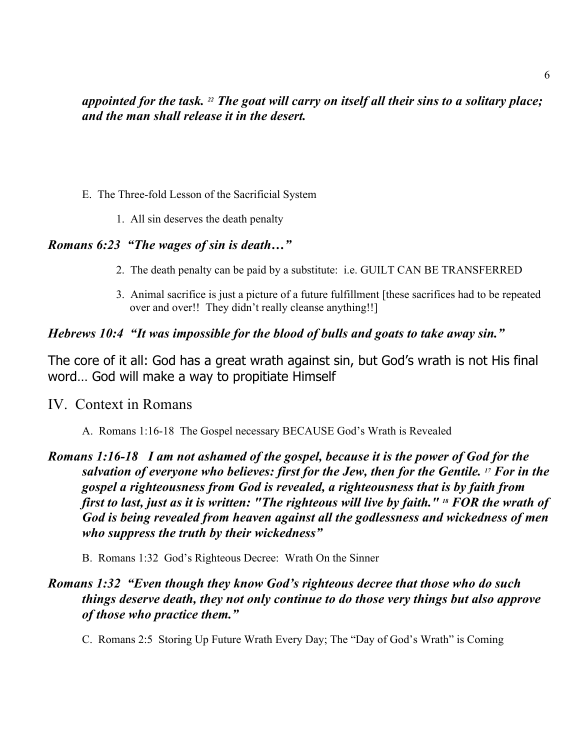***appointed for the task.*** [22] ***The goat will carry on itself all their sins to a solitary place; and the man shall release it in the desert.***

E. The Three-fold Lesson of the Sacrificial System

1. All sin deserves the death penalty

***Romans 6:23 "The wages of sin is death…"***

2. The death penalty can be paid by a substitute: i.e. GUILT CAN BE TRANSFERRED

3. Animal sacrifice is just a picture of a future fulfillment [these sacrifices had to be repeated over and over!! They didn't really cleanse anything!!]

***Hebrews 10:4 "It was impossible for the blood of bulls and goats to take away sin."***

The core of it all: God has a great wrath against sin, but God's wrath is not His final word… God will make a way to propitiate Himself

## IV. Context in Romans

A. Romans 1:16-18 The Gospel necessary BECAUSE God's Wrath is Revealed

***Romans 1:16-18 I am not ashamed of the gospel, because it is the power of God for the salvation of everyone who believes: first for the Jew, then for the Gentile.*** [17] ***For in the gospel a righteousness from God is revealed, a righteousness that is by faith from first to last, just as it is written: "The righteous will live by faith."*** [18] ***FOR the wrath of God is being revealed from heaven against all the godlessness and wickedness of men who suppress the truth by their wickedness"***

B. Romans 1:32 God's Righteous Decree: Wrath On the Sinner

***Romans 1:32 "Even though they know God's righteous decree that those who do such things deserve death, they not only continue to do those very things but also approve of those who practice them."***

C. Romans 2:5 Storing Up Future Wrath Every Day; The "Day of God's Wrath" is Coming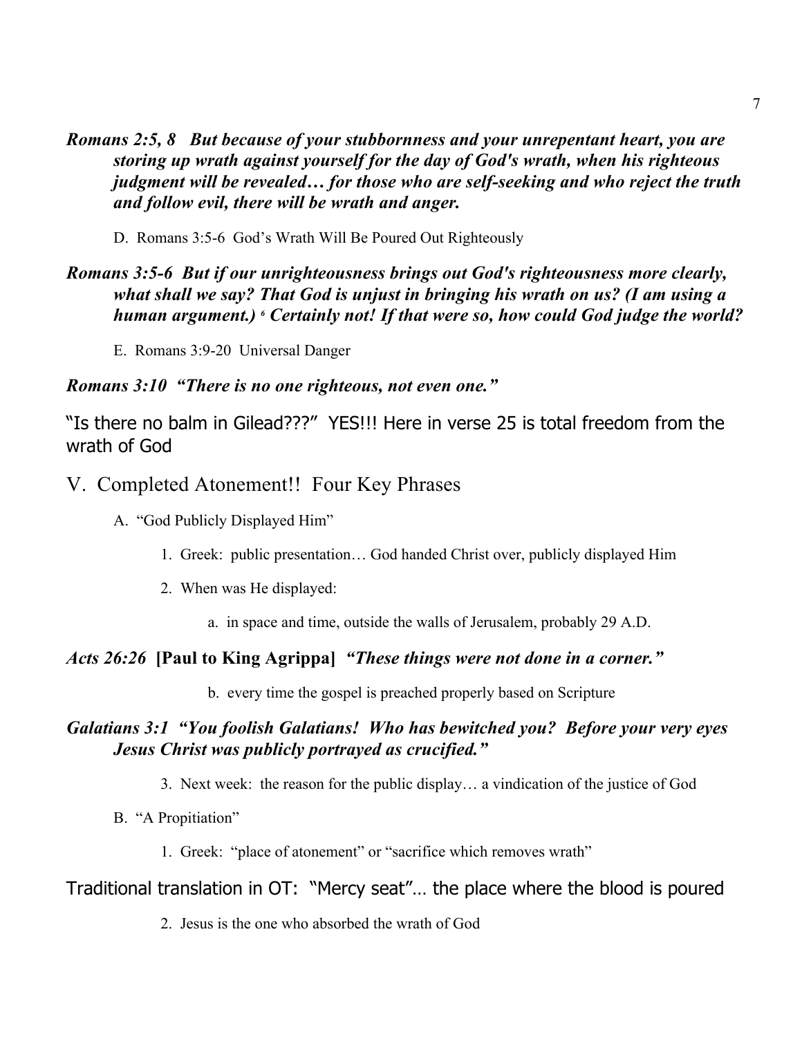***Romans 2:5, 8 But because of your stubbornness and your unrepentant heart, you are storing up wrath against yourself for the day of God's wrath, when his righteous judgment will be revealed… for those who are self-seeking and who reject the truth and follow evil, there will be wrath and anger.***

D. Romans 3:5-6 God's Wrath Will Be Poured Out Righteously

***Romans 3:5-6 But if our unrighteousness brings out God's righteousness more clearly, what shall we say? That God is unjust in bringing his wrath on us? (I am using a human argument.) [6] Certainly not! If that were so, how could God judge the world?***

E. Romans 3:9-20 Universal Danger

***Romans 3:10 "There is no one righteous, not even one."***

"Is there no balm in Gilead???" YES!!! Here in verse 25 is total freedom from the wrath of God

## V. Completed Atonement!! Four Key Phrases

A. "God Publicly Displayed Him"

1. Greek: public presentation… God handed Christ over, publicly displayed Him

2. When was He displayed:

a. in space and time, outside the walls of Jerusalem, probably 29 A.D.

***Acts 26:26* [Paul to King Agrippa] *"These things were not done in a corner."***

b. every time the gospel is preached properly based on Scripture

***Galatians 3:1 "You foolish Galatians! Who has bewitched you? Before your very eyes Jesus Christ was publicly portrayed as crucified."***

3. Next week: the reason for the public display… a vindication of the justice of God

B. "A Propitiation"

1. Greek: "place of atonement" or "sacrifice which removes wrath"

Traditional translation in OT: "Mercy seat"… the place where the blood is poured

2. Jesus is the one who absorbed the wrath of God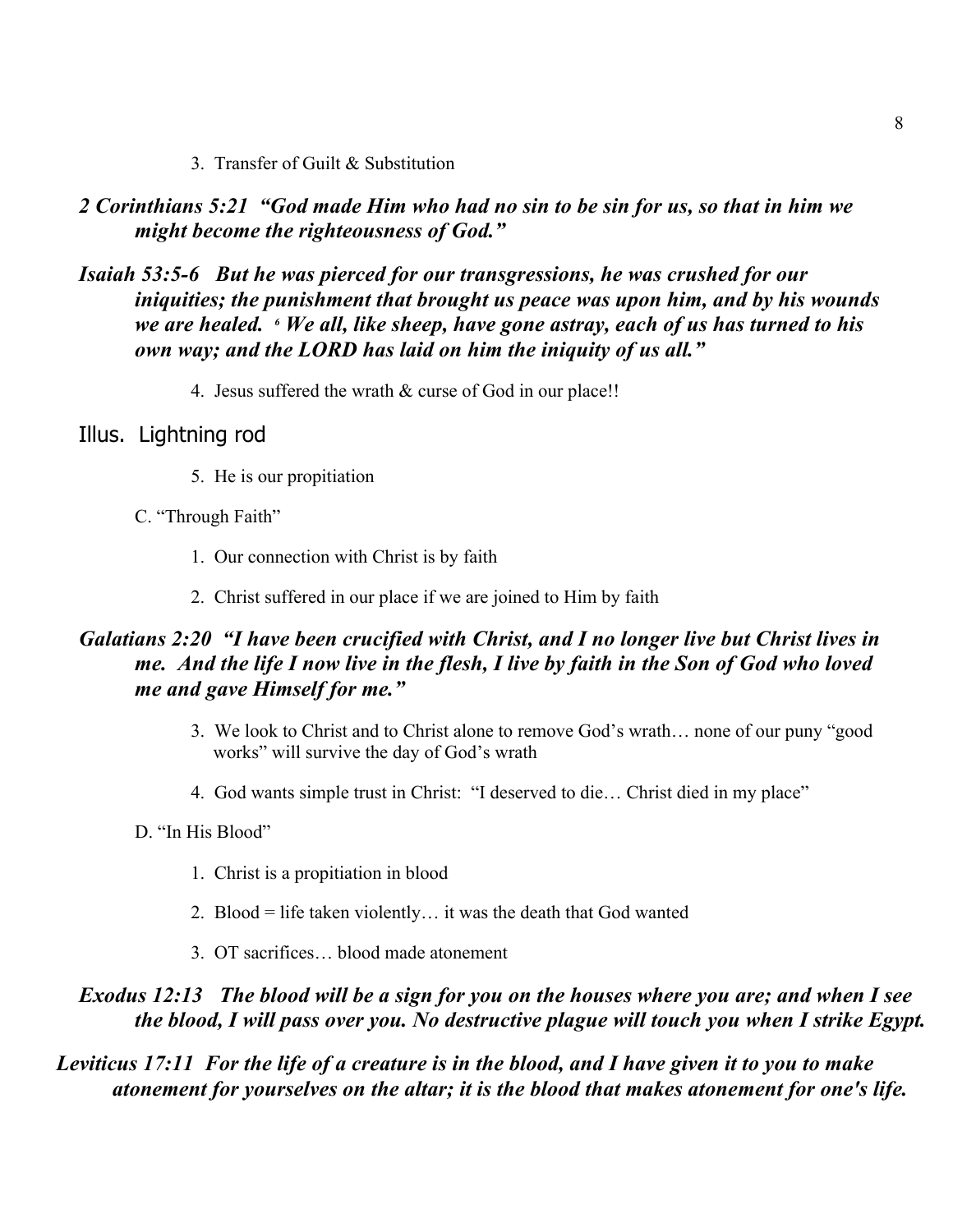3. Transfer of Guilt & Substitution

***2 Corinthians 5:21 "God made Him who had no sin to be sin for us, so that in him we might become the righteousness of God."***

***Isaiah 53:5-6 But he was pierced for our transgressions, he was crushed for our iniquities; the punishment that brought us peace was upon him, and by his wounds we are healed. [6] We all, like sheep, have gone astray, each of us has turned to his own way; and the LORD has laid on him the iniquity of us all."***

4. Jesus suffered the wrath & curse of God in our place!!

Illus. Lightning rod

5. He is our propitiation

C. "Through Faith"

1. Our connection with Christ is by faith
2. Christ suffered in our place if we are joined to Him by faith

***Galatians 2:20 "I have been crucified with Christ, and I no longer live but Christ lives in me. And the life I now live in the flesh, I live by faith in the Son of God who loved me and gave Himself for me."***

3. We look to Christ and to Christ alone to remove God's wrath… none of our puny "good works" will survive the day of God's wrath
4. God wants simple trust in Christ: "I deserved to die… Christ died in my place"

D. "In His Blood"

1. Christ is a propitiation in blood
2. Blood = life taken violently… it was the death that God wanted
3. OT sacrifices… blood made atonement

***Exodus 12:13 The blood will be a sign for you on the houses where you are; and when I see the blood, I will pass over you. No destructive plague will touch you when I strike Egypt.***

***Leviticus 17:11 For the life of a creature is in the blood, and I have given it to you to make atonement for yourselves on the altar; it is the blood that makes atonement for one's life.***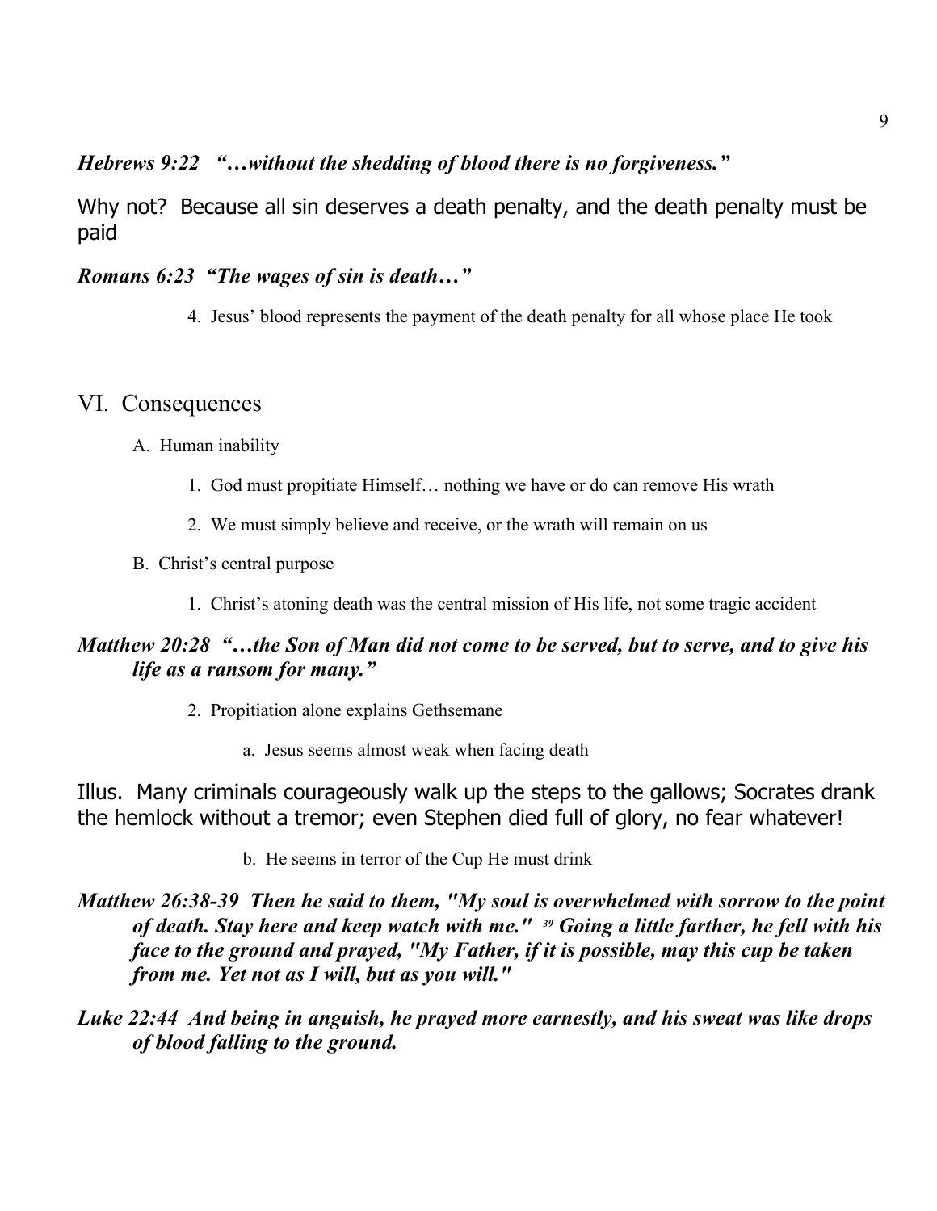***Hebrews 9:22 "…without the shedding of blood there is no forgiveness."***

Why not? Because all sin deserves a death penalty, and the death penalty must be paid

***Romans 6:23 "The wages of sin is death…"***

4. Jesus' blood represents the payment of the death penalty for all whose place He took

# VI. Consequences

A. Human inability

1. God must propitiate Himself… nothing we have or do can remove His wrath
2. We must simply believe and receive, or the wrath will remain on us

B. Christ's central purpose

1. Christ's atoning death was the central mission of His life, not some tragic accident

***Matthew 20:28 "…the Son of Man did not come to be served, but to serve, and to give his life as a ransom for many."***

2. Propitiation alone explains Gethsemane

a. Jesus seems almost weak when facing death

Illus. Many criminals courageously walk up the steps to the gallows; Socrates drank the hemlock without a tremor; even Stephen died full of glory, no fear whatever!

b. He seems in terror of the Cup He must drink

***Matthew 26:38-39 Then he said to them, "My soul is overwhelmed with sorrow to the point of death. Stay here and keep watch with me." [39] Going a little farther, he fell with his face to the ground and prayed, "My Father, if it is possible, may this cup be taken from me. Yet not as I will, but as you will."***

***Luke 22:44 And being in anguish, he prayed more earnestly, and his sweat was like drops of blood falling to the ground.***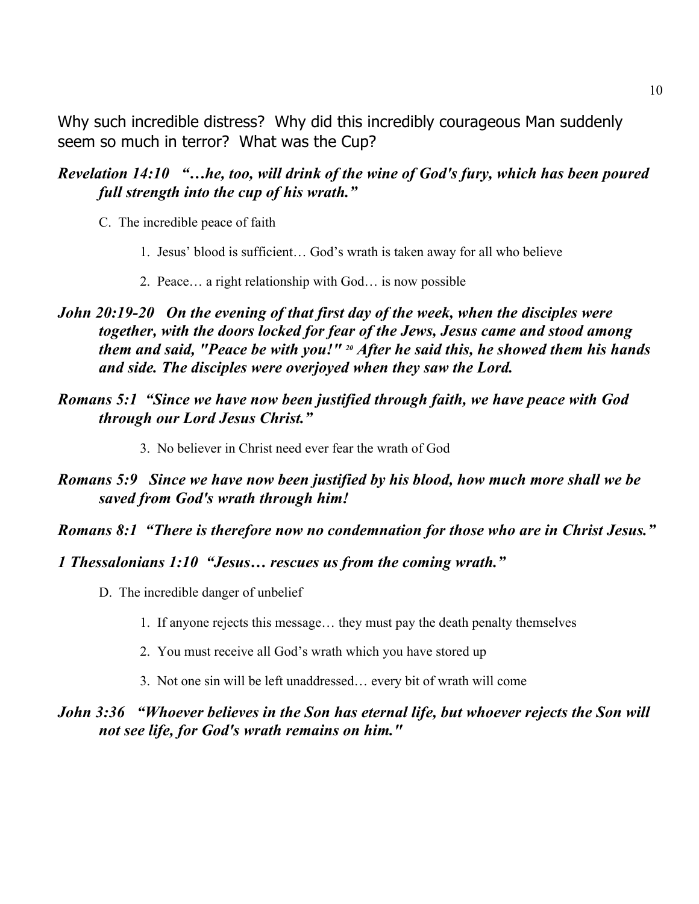Why such incredible distress? Why did this incredibly courageous Man suddenly seem so much in terror? What was the Cup?

***Revelation 14:10 "…he, too, will drink of the wine of God's fury, which has been poured full strength into the cup of his wrath."***

C. The incredible peace of faith

1. Jesus' blood is sufficient… God's wrath is taken away for all who believe
2. Peace… a right relationship with God… is now possible

***John 20:19-20 On the evening of that first day of the week, when the disciples were together, with the doors locked for fear of the Jews, Jesus came and stood among them and said, "Peace be with you!" [20] After he said this, he showed them his hands and side. The disciples were overjoyed when they saw the Lord.***

***Romans 5:1 "Since we have now been justified through faith, we have peace with God through our Lord Jesus Christ."***

3. No believer in Christ need ever fear the wrath of God

***Romans 5:9 Since we have now been justified by his blood, how much more shall we be saved from God's wrath through him!***

***Romans 8:1 "There is therefore now no condemnation for those who are in Christ Jesus."***

***1 Thessalonians 1:10 "Jesus… rescues us from the coming wrath."***

D. The incredible danger of unbelief

1. If anyone rejects this message… they must pay the death penalty themselves
2. You must receive all God's wrath which you have stored up
3. Not one sin will be left unaddressed… every bit of wrath will come

***John 3:36 "Whoever believes in the Son has eternal life, but whoever rejects the Son will not see life, for God's wrath remains on him."***